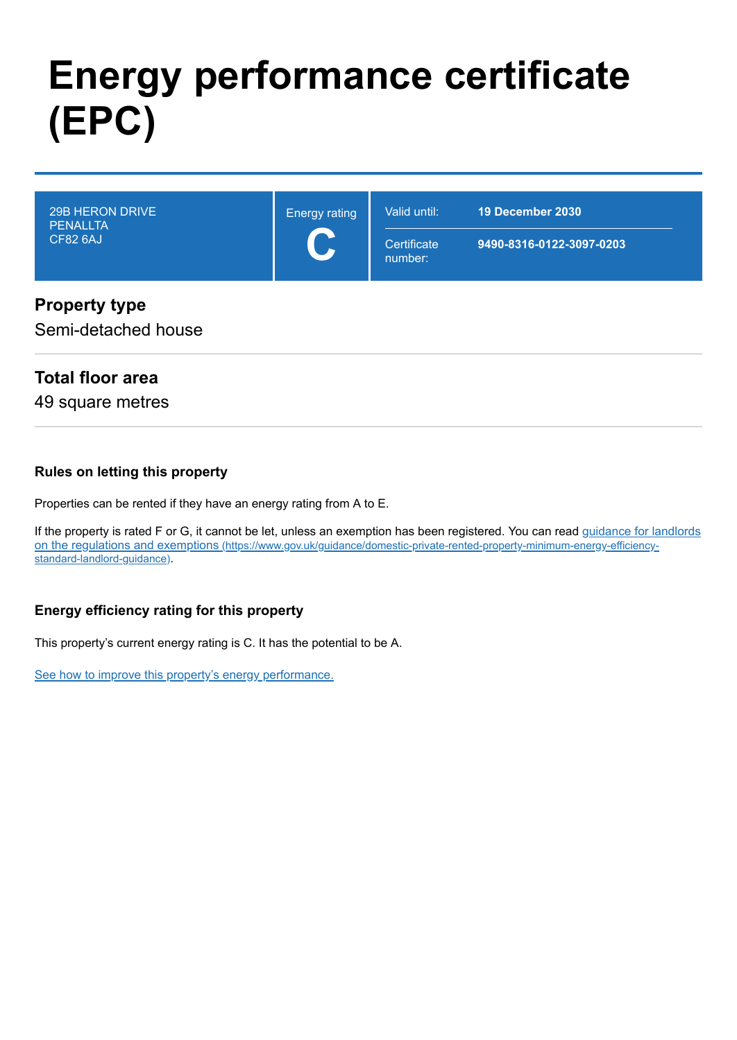# Energy performance certificate (EPC)

| 29B HERON DRIVE<br>PENALLTA<br>CF82 6AJ | Energy rating<br>**C** | Valid until: | **19 December 2030** |
|---|---|---|---|
| | | Certificate number: | **9490-8316-0122-3097-0203** |

## Property type

Semi-detached house

## Total floor area

49 square metres

### Rules on letting this property

Properties can be rented if they have an energy rating from A to E.

If the property is rated F or G, it cannot be let, unless an exemption has been registered. You can read [guidance for landlords on the regulations and exemptions](https://www.gov.uk/guidance/domestic-private-rented-property-minimum-energy-efficiency-standard-landlord-guidance) (https://www.gov.uk/guidance/domestic-private-rented-property-minimum-energy-efficiency-standard-landlord-guidance).

### Energy efficiency rating for this property

This property's current energy rating is C. It has the potential to be A.

See how to improve this property's energy performance.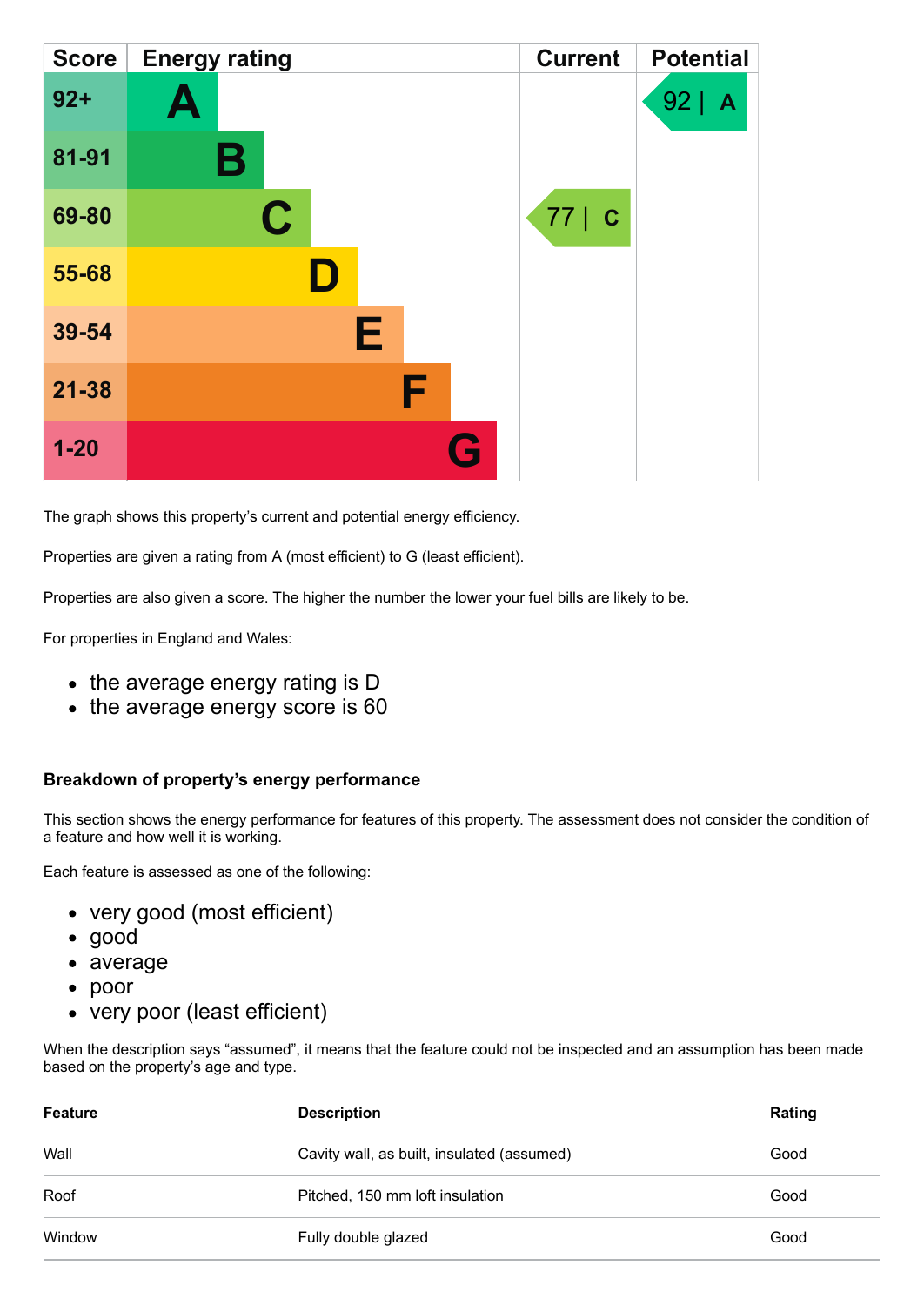| Score | Energy rating | Current | Potential |
|---|---|---|---|
| 92+ | A | | 92 \| A |
| 81-91 | B | | |
| 69-80 | C | 77 \| C | |
| 55-68 | D | | |
| 39-54 | E | | |
| 21-38 | F | | |
| 1-20 | G | | |

The graph shows this property's current and potential energy efficiency.

Properties are given a rating from A (most efficient) to G (least efficient).

Properties are also given a score. The higher the number the lower your fuel bills are likely to be.

For properties in England and Wales:

- the average energy rating is D
- the average energy score is 60

### Breakdown of property's energy performance

This section shows the energy performance for features of this property. The assessment does not consider the condition of a feature and how well it is working.

Each feature is assessed as one of the following:

- very good (most efficient)
- good
- average
- poor
- very poor (least efficient)

When the description says "assumed", it means that the feature could not be inspected and an assumption has been made based on the property's age and type.

| Feature | Description | Rating |
|---|---|---|
| Wall | Cavity wall, as built, insulated (assumed) | Good |
| Roof | Pitched, 150 mm loft insulation | Good |
| Window | Fully double glazed | Good |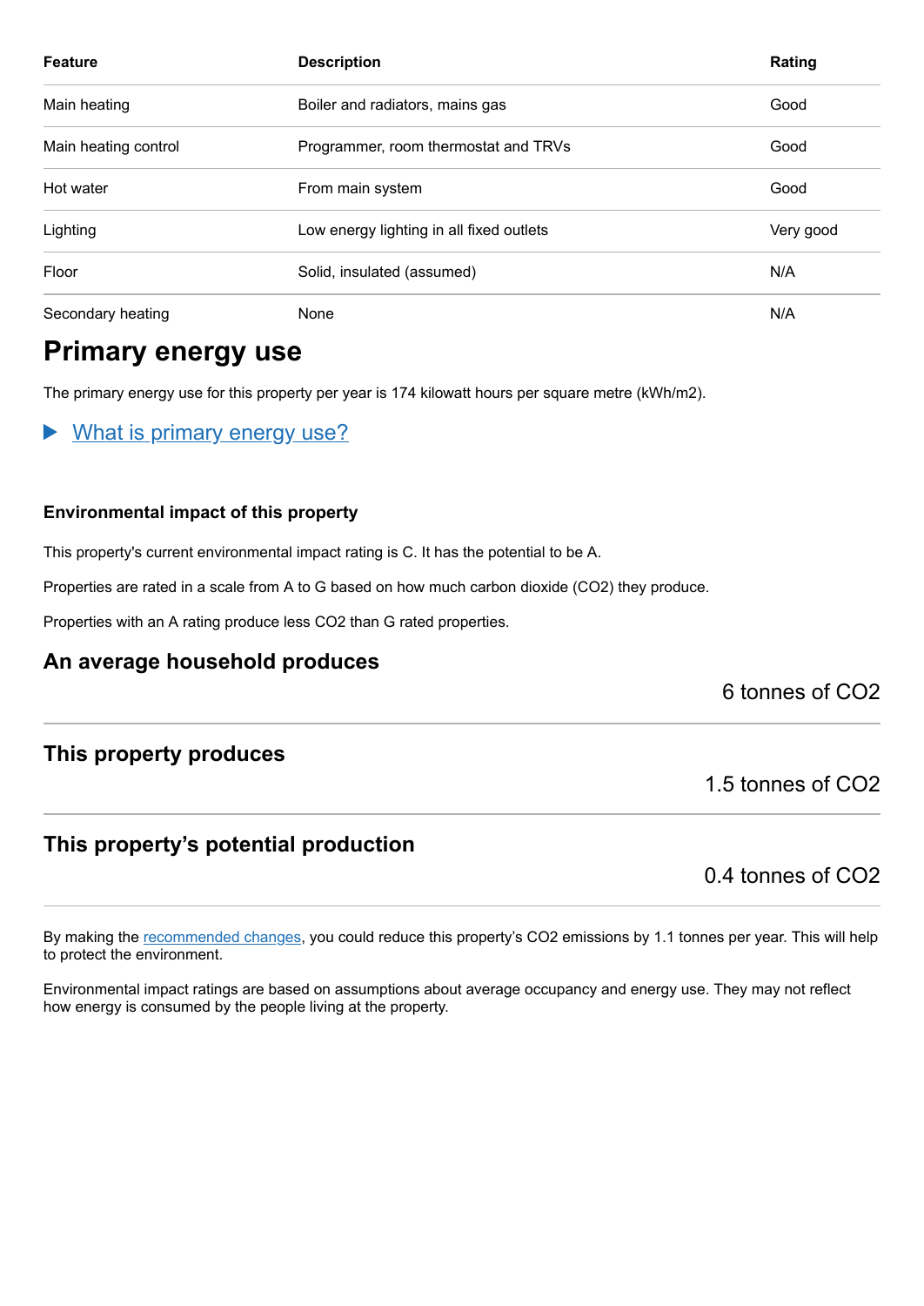| Feature | Description | Rating |
|---|---|---|
| Main heating | Boiler and radiators, mains gas | Good |
| Main heating control | Programmer, room thermostat and TRVs | Good |
| Hot water | From main system | Good |
| Lighting | Low energy lighting in all fixed outlets | Very good |
| Floor | Solid, insulated (assumed) | N/A |
| Secondary heating | None | N/A |

## Primary energy use

The primary energy use for this property per year is 174 kilowatt hours per square metre (kWh/m2).

▶ What is primary energy use?

### Environmental impact of this property

This property's current environmental impact rating is C. It has the potential to be A.

Properties are rated in a scale from A to G based on how much carbon dioxide ($CO_2$) they produce.

Properties with an A rating produce less $CO_2$ than G rated properties.

### An average household produces

6 tonnes of $CO_2$

### This property produces

1.5 tonnes of $CO_2$

### This property's potential production

0.4 tonnes of $CO_2$

By making the recommended changes, you could reduce this property's $CO_2$ emissions by 1.1 tonnes per year. This will help to protect the environment.

Environmental impact ratings are based on assumptions about average occupancy and energy use. They may not reflect how energy is consumed by the people living at the property.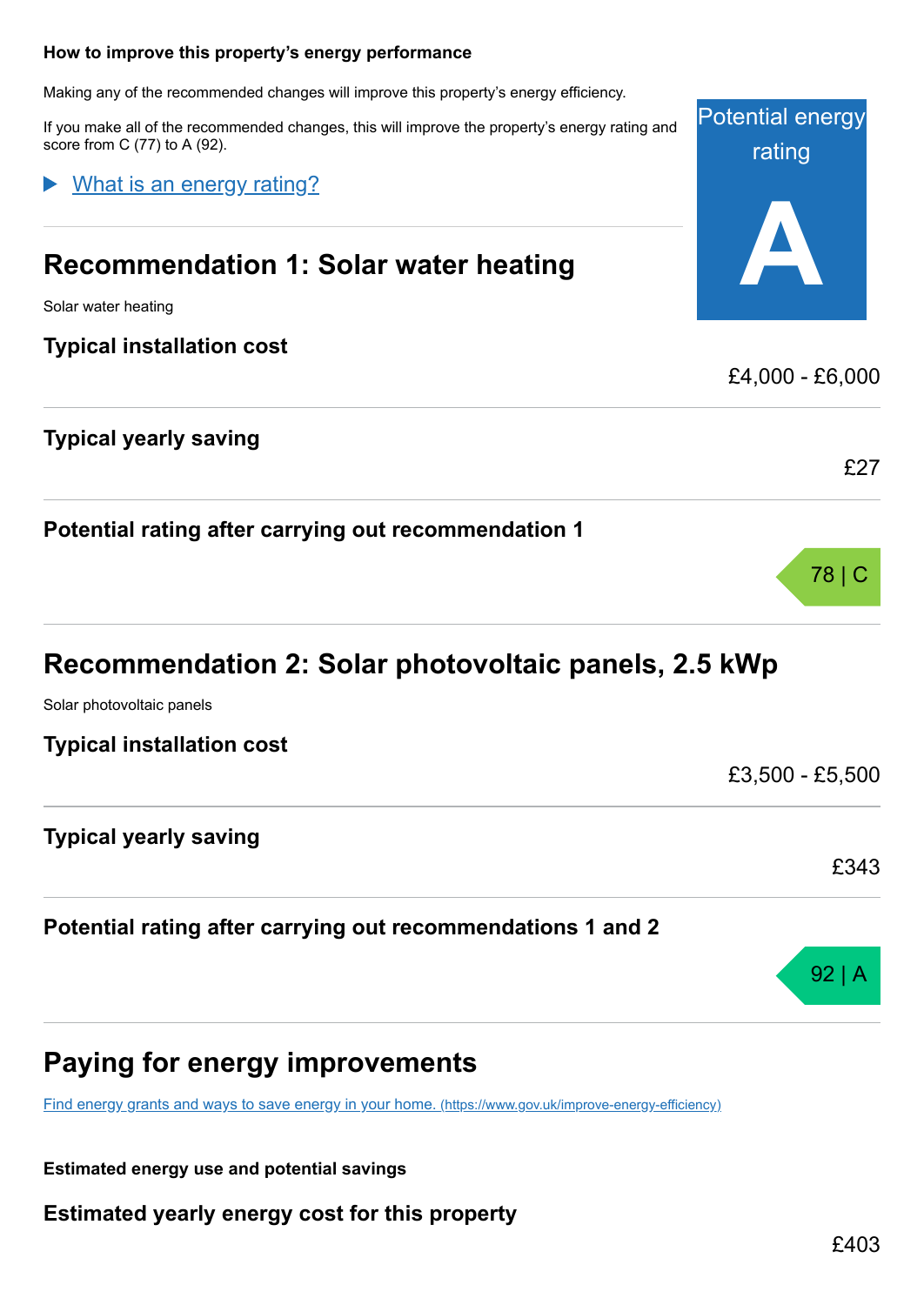### How to improve this property's energy performance

Making any of the recommended changes will improve this property's energy efficiency.

If you make all of the recommended changes, this will improve the property's energy rating and score from C (77) to A (92).

Potential energy rating

**A**

▶ [What is an energy rating?]

## Recommendation 1: Solar water heating

Solar water heating

### Typical installation cost

£4,000 - £6,000

### Typical yearly saving

£27

### Potential rating after carrying out recommendation 1

78 | C

## Recommendation 2: Solar photovoltaic panels, 2.5 kWp

Solar photovoltaic panels

### Typical installation cost

£3,500 - £5,500

### Typical yearly saving

£343

### Potential rating after carrying out recommendations 1 and 2

92 | A

## Paying for energy improvements

[Find energy grants and ways to save energy in your home. (https://www.gov.uk/improve-energy-efficiency)](https://www.gov.uk/improve-energy-efficiency)

#### Estimated energy use and potential savings

### Estimated yearly energy cost for this property

£403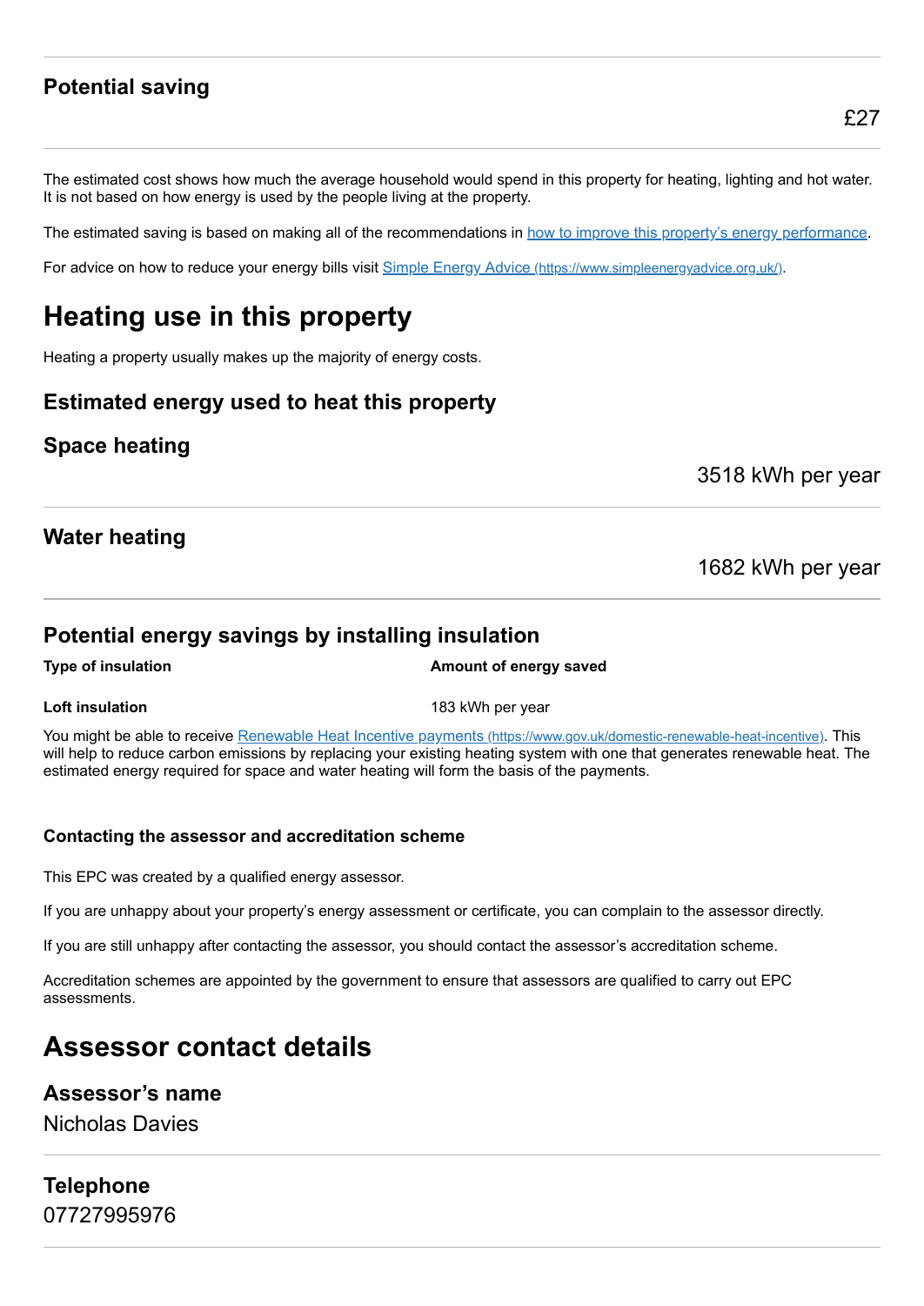### Potential saving

£27

The estimated cost shows how much the average household would spend in this property for heating, lighting and hot water. It is not based on how energy is used by the people living at the property.

The estimated saving is based on making all of the recommendations in [how to improve this property's energy performance](#).

For advice on how to reduce your energy bills visit [Simple Energy Advice (https://www.simpleenergyadvice.org.uk/)](https://www.simpleenergyadvice.org.uk/).

# Heating use in this property

Heating a property usually makes up the majority of energy costs.

### Estimated energy used to heat this property

### Space heating

3518 kWh per year

### Water heating

1682 kWh per year

### Potential energy savings by installing insulation

| Type of insulation | Amount of energy saved |
| --- | --- |
| **Loft insulation** | 183 kWh per year |

You might be able to receive [Renewable Heat Incentive payments (https://www.gov.uk/domestic-renewable-heat-incentive)](https://www.gov.uk/domestic-renewable-heat-incentive). This will help to reduce carbon emissions by replacing your existing heating system with one that generates renewable heat. The estimated energy required for space and water heating will form the basis of the payments.

#### Contacting the assessor and accreditation scheme

This EPC was created by a qualified energy assessor.

If you are unhappy about your property's energy assessment or certificate, you can complain to the assessor directly.

If you are still unhappy after contacting the assessor, you should contact the assessor's accreditation scheme.

Accreditation schemes are appointed by the government to ensure that assessors are qualified to carry out EPC assessments.

# Assessor contact details

### Assessor's name

Nicholas Davies

### Telephone

07727995976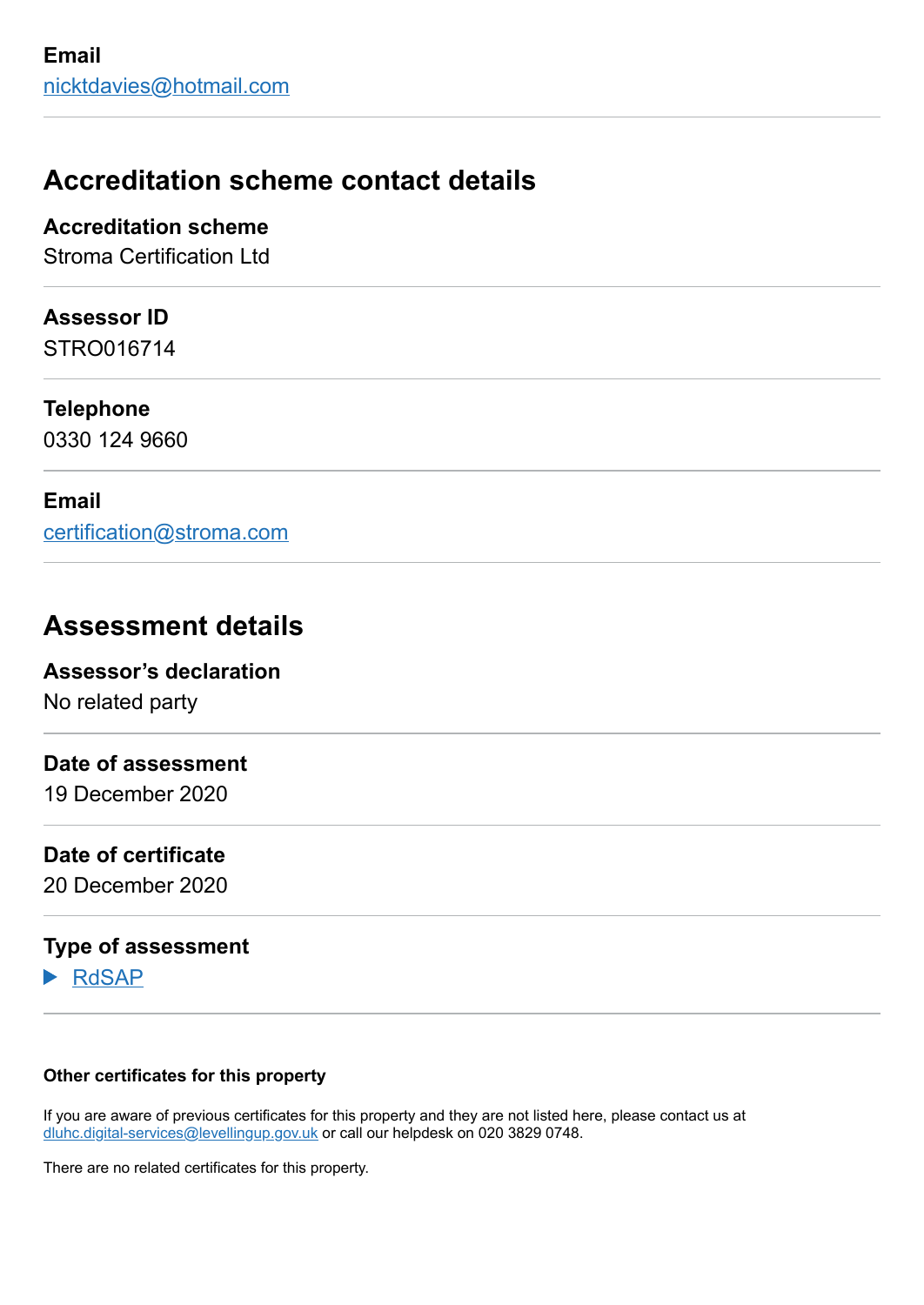**Email**
nicktdavies@hotmail.com

## Accreditation scheme contact details

**Accreditation scheme**
Stroma Certification Ltd

**Assessor ID**
STRO016714

**Telephone**
0330 124 9660

**Email**
certification@stroma.com

## Assessment details

**Assessor's declaration**
No related party

**Date of assessment**
19 December 2020

**Date of certificate**
20 December 2020

**Type of assessment**
▶ RdSAP

**Other certificates for this property**

If you are aware of previous certificates for this property and they are not listed here, please contact us at dluhc.digital-services@levellingup.gov.uk or call our helpdesk on 020 3829 0748.

There are no related certificates for this property.